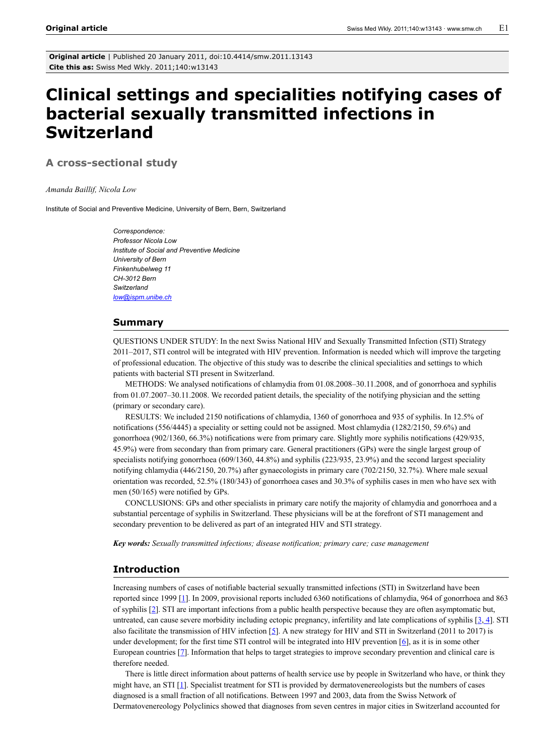**Original article** | Published 20 January 2011, doi:10.4414/smw.2011.13143
**Cite this as:** Swiss Med Wkly. 2011;140:w13143

# Clinical settings and specialities notifying cases of bacterial sexually transmitted infections in Switzerland

## A cross-sectional study

*Amanda Baillif, Nicola Low*

Institute of Social and Preventive Medicine, University of Bern, Bern, Switzerland

*Correspondence:*
*Professor Nicola Low*
*Institute of Social and Preventive Medicine*
*University of Bern*
*Finkenhubelweg 11*
*CH-3012 Bern*
*Switzerland*
*low@ispm.unibe.ch*

## Summary

QUESTIONS UNDER STUDY: In the next Swiss National HIV and Sexually Transmitted Infection (STI) Strategy 2011–2017, STI control will be integrated with HIV prevention. Information is needed which will improve the targeting of professional education. The objective of this study was to describe the clinical specialities and settings to which patients with bacterial STI present in Switzerland.

METHODS: We analysed notifications of chlamydia from 01.08.2008–30.11.2008, and of gonorrhoea and syphilis from 01.07.2007–30.11.2008. We recorded patient details, the speciality of the notifying physician and the setting (primary or secondary care).

RESULTS: We included 2150 notifications of chlamydia, 1360 of gonorrhoea and 935 of syphilis. In 12.5% of notifications (556/4445) a speciality or setting could not be assigned. Most chlamydia (1282/2150, 59.6%) and gonorrhoea (902/1360, 66.3%) notifications were from primary care. Slightly more syphilis notifications (429/935, 45.9%) were from secondary than from primary care. General practitioners (GPs) were the single largest group of specialists notifying gonorrhoea (609/1360, 44.8%) and syphilis (223/935, 23.9%) and the second largest speciality notifying chlamydia (446/2150, 20.7%) after gynaecologists in primary care (702/2150, 32.7%). Where male sexual orientation was recorded, 52.5% (180/343) of gonorrhoea cases and 30.3% of syphilis cases in men who have sex with men (50/165) were notified by GPs.

CONCLUSIONS: GPs and other specialists in primary care notify the majority of chlamydia and gonorrhoea and a substantial percentage of syphilis in Switzerland. These physicians will be at the forefront of STI management and secondary prevention to be delivered as part of an integrated HIV and STI strategy.

***Key words:*** *Sexually transmitted infections; disease notification; primary care; case management*

## Introduction

Increasing numbers of cases of notifiable bacterial sexually transmitted infections (STI) in Switzerland have been reported since 1999 [1]. In 2009, provisional reports included 6360 notifications of chlamydia, 964 of gonorrhoea and 863 of syphilis [2]. STI are important infections from a public health perspective because they are often asymptomatic but, untreated, can cause severe morbidity including ectopic pregnancy, infertility and late complications of syphilis [3, 4]. STI also facilitate the transmission of HIV infection [5]. A new strategy for HIV and STI in Switzerland (2011 to 2017) is under development; for the first time STI control will be integrated into HIV prevention [6], as it is in some other European countries [7]. Information that helps to target strategies to improve secondary prevention and clinical care is therefore needed.

There is little direct information about patterns of health service use by people in Switzerland who have, or think they might have, an STI [1]. Specialist treatment for STI is provided by dermatovenereologists but the numbers of cases diagnosed is a small fraction of all notifications. Between 1997 and 2003, data from the Swiss Network of Dermatovenereology Polyclinics showed that diagnoses from seven centres in major cities in Switzerland accounted for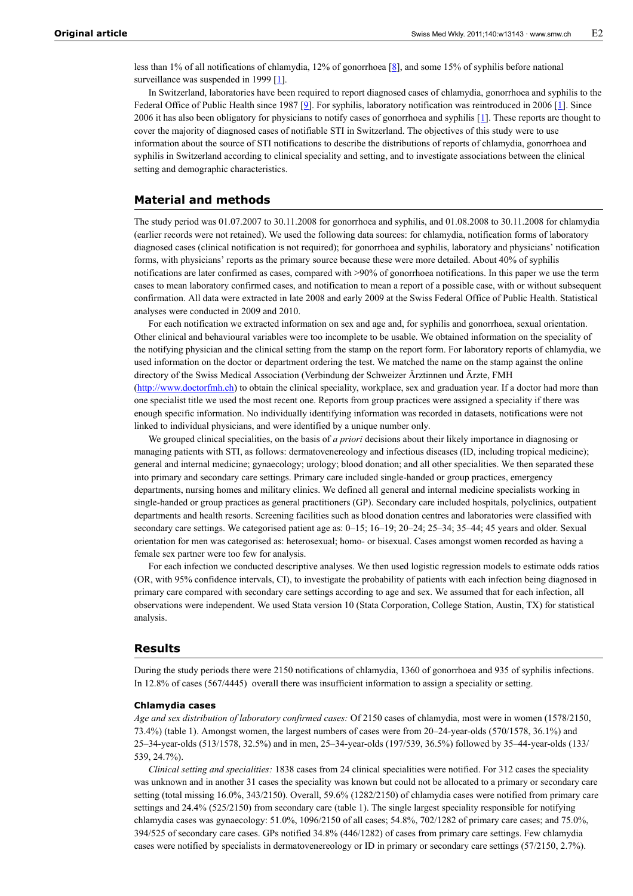less than 1% of all notifications of chlamydia, 12% of gonorrhoea [8], and some 15% of syphilis before national surveillance was suspended in 1999 [1].

In Switzerland, laboratories have been required to report diagnosed cases of chlamydia, gonorrhoea and syphilis to the Federal Office of Public Health since 1987 [9]. For syphilis, laboratory notification was reintroduced in 2006 [1]. Since 2006 it has also been obligatory for physicians to notify cases of gonorrhoea and syphilis [1]. These reports are thought to cover the majority of diagnosed cases of notifiable STI in Switzerland. The objectives of this study were to use information about the source of STI notifications to describe the distributions of reports of chlamydia, gonorrhoea and syphilis in Switzerland according to clinical speciality and setting, and to investigate associations between the clinical setting and demographic characteristics.

## Material and methods

The study period was 01.07.2007 to 30.11.2008 for gonorrhoea and syphilis, and 01.08.2008 to 30.11.2008 for chlamydia (earlier records were not retained). We used the following data sources: for chlamydia, notification forms of laboratory diagnosed cases (clinical notification is not required); for gonorrhoea and syphilis, laboratory and physicians' notification forms, with physicians' reports as the primary source because these were more detailed. About 40% of syphilis notifications are later confirmed as cases, compared with >90% of gonorrhoea notifications. In this paper we use the term cases to mean laboratory confirmed cases, and notification to mean a report of a possible case, with or without subsequent confirmation. All data were extracted in late 2008 and early 2009 at the Swiss Federal Office of Public Health. Statistical analyses were conducted in 2009 and 2010.

For each notification we extracted information on sex and age and, for syphilis and gonorrhoea, sexual orientation. Other clinical and behavioural variables were too incomplete to be usable. We obtained information on the speciality of the notifying physician and the clinical setting from the stamp on the report form. For laboratory reports of chlamydia, we used information on the doctor or department ordering the test. We matched the name on the stamp against the online directory of the Swiss Medical Association (Verbindung der Schweizer Ärztinnen und Ärzte, FMH (http://www.doctorfmh.ch) to obtain the clinical speciality, workplace, sex and graduation year. If a doctor had more than one specialist title we used the most recent one. Reports from group practices were assigned a speciality if there was enough specific information. No individually identifying information was recorded in datasets, notifications were not linked to individual physicians, and were identified by a unique number only.

We grouped clinical specialities, on the basis of *a priori* decisions about their likely importance in diagnosing or managing patients with STI, as follows: dermatovenereology and infectious diseases (ID, including tropical medicine); general and internal medicine; gynaecology; urology; blood donation; and all other specialities. We then separated these into primary and secondary care settings. Primary care included single-handed or group practices, emergency departments, nursing homes and military clinics. We defined all general and internal medicine specialists working in single-handed or group practices as general practitioners (GP). Secondary care included hospitals, polyclinics, outpatient departments and health resorts. Screening facilities such as blood donation centres and laboratories were classified with secondary care settings. We categorised patient age as: 0–15; 16–19; 20–24; 25–34; 35–44; 45 years and older. Sexual orientation for men was categorised as: heterosexual; homo- or bisexual. Cases amongst women recorded as having a female sex partner were too few for analysis.

For each infection we conducted descriptive analyses. We then used logistic regression models to estimate odds ratios (OR, with 95% confidence intervals, CI), to investigate the probability of patients with each infection being diagnosed in primary care compared with secondary care settings according to age and sex. We assumed that for each infection, all observations were independent. We used Stata version 10 (Stata Corporation, College Station, Austin, TX) for statistical analysis.

## Results

During the study periods there were 2150 notifications of chlamydia, 1360 of gonorrhoea and 935 of syphilis infections. In 12.8% of cases (567/4445) overall there was insufficient information to assign a speciality or setting.

### Chlamydia cases

*Age and sex distribution of laboratory confirmed cases:* Of 2150 cases of chlamydia, most were in women (1578/2150, 73.4%) (table 1). Amongst women, the largest numbers of cases were from 20–24-year-olds (570/1578, 36.1%) and 25–34-year-olds (513/1578, 32.5%) and in men, 25–34-year-olds (197/539, 36.5%) followed by 35–44-year-olds (133/539, 24.7%).

*Clinical setting and specialities:* 1838 cases from 24 clinical specialities were notified. For 312 cases the speciality was unknown and in another 31 cases the speciality was known but could not be allocated to a primary or secondary care setting (total missing 16.0%, 343/2150). Overall, 59.6% (1282/2150) of chlamydia cases were notified from primary care settings and 24.4% (525/2150) from secondary care (table 1). The single largest speciality responsible for notifying chlamydia cases was gynaecology: 51.0%, 1096/2150 of all cases; 54.8%, 702/1282 of primary care cases; and 75.0%, 394/525 of secondary care cases. GPs notified 34.8% (446/1282) of cases from primary care settings. Few chlamydia cases were notified by specialists in dermatovenereology or ID in primary or secondary care settings (57/2150, 2.7%).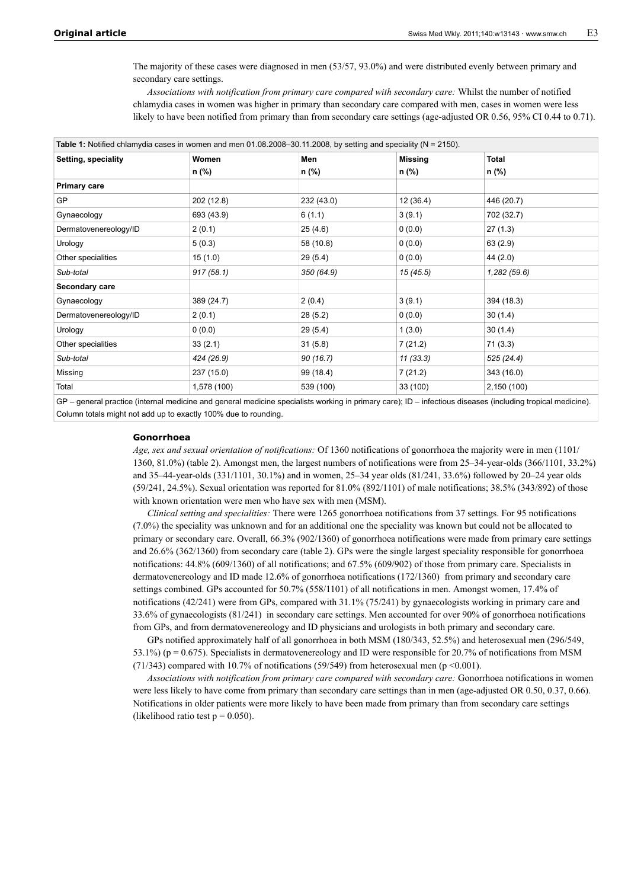The majority of these cases were diagnosed in men (53/57, 93.0%) and were distributed evenly between primary and secondary care settings.

*Associations with notification from primary care compared with secondary care:* Whilst the number of notified chlamydia cases in women was higher in primary than secondary care compared with men, cases in women were less likely to have been notified from primary than from secondary care settings (age-adjusted OR 0.56, 95% CI 0.44 to 0.71).

**Table 1:** Notified chlamydia cases in women and men 01.08.2008–30.11.2008, by setting and speciality (N = 2150).

| Setting, speciality | Women n (%) | Men n (%) | Missing n (%) | Total n (%) |
|---|---|---|---|---|
| **Primary care** | | | | |
| GP | 202 (12.8) | 232 (43.0) | 12 (36.4) | 446 (20.7) |
| Gynaecology | 693 (43.9) | 6 (1.1) | 3 (9.1) | 702 (32.7) |
| Dermatovenereology/ID | 2 (0.1) | 25 (4.6) | 0 (0.0) | 27 (1.3) |
| Urology | 5 (0.3) | 58 (10.8) | 0 (0.0) | 63 (2.9) |
| Other specialities | 15 (1.0) | 29 (5.4) | 0 (0.0) | 44 (2.0) |
| *Sub-total* | *917 (58.1)* | *350 (64.9)* | *15 (45.5)* | *1,282 (59.6)* |
| **Secondary care** | | | | |
| Gynaecology | 389 (24.7) | 2 (0.4) | 3 (9.1) | 394 (18.3) |
| Dermatovenereology/ID | 2 (0.1) | 28 (5.2) | 0 (0.0) | 30 (1.4) |
| Urology | 0 (0.0) | 29 (5.4) | 1 (3.0) | 30 (1.4) |
| Other specialities | 33 (2.1) | 31 (5.8) | 7 (21.2) | 71 (3.3) |
| *Sub-total* | *424 (26.9)* | *90 (16.7)* | *11 (33.3)* | *525 (24.4)* |
| Missing | 237 (15.0) | 99 (18.4) | 7 (21.2) | 343 (16.0) |
| Total | 1,578 (100) | 539 (100) | 33 (100) | 2,150 (100) |

GP – general practice (internal medicine and general medicine specialists working in primary care); ID – infectious diseases (including tropical medicine). Column totals might not add up to exactly 100% due to rounding.

### Gonorrhoea

*Age, sex and sexual orientation of notifications:* Of 1360 notifications of gonorrhoea the majority were in men (1101/1360, 81.0%) (table 2). Amongst men, the largest numbers of notifications were from 25–34-year-olds (366/1101, 33.2%) and 35–44-year-olds (331/1101, 30.1%) and in women, 25–34 year olds (81/241, 33.6%) followed by 20–24 year olds (59/241, 24.5%). Sexual orientation was reported for 81.0% (892/1101) of male notifications; 38.5% (343/892) of those with known orientation were men who have sex with men (MSM).

*Clinical setting and specialities:* There were 1265 gonorrhoea notifications from 37 settings. For 95 notifications (7.0%) the speciality was unknown and for an additional one the speciality was known but could not be allocated to primary or secondary care. Overall, 66.3% (902/1360) of gonorrhoea notifications were made from primary care settings and 26.6% (362/1360) from secondary care (table 2). GPs were the single largest speciality responsible for gonorrhoea notifications: 44.8% (609/1360) of all notifications; and 67.5% (609/902) of those from primary care. Specialists in dermatovenereology and ID made 12.6% of gonorrhoea notifications (172/1360) from primary and secondary care settings combined. GPs accounted for 50.7% (558/1101) of all notifications in men. Amongst women, 17.4% of notifications (42/241) were from GPs, compared with 31.1% (75/241) by gynaecologists working in primary care and 33.6% of gynaecologists (81/241) in secondary care settings. Men accounted for over 90% of gonorrhoea notifications from GPs, and from dermatovenereology and ID physicians and urologists in both primary and secondary care.

GPs notified approximately half of all gonorrhoea in both MSM (180/343, 52.5%) and heterosexual men (296/549, 53.1%) ($p = 0.675$). Specialists in dermatovenereology and ID were responsible for 20.7% of notifications from MSM (71/343) compared with 10.7% of notifications (59/549) from heterosexual men ($p < 0.001$).

*Associations with notification from primary care compared with secondary care:* Gonorrhoea notifications in women were less likely to have come from primary than secondary care settings than in men (age-adjusted OR 0.50, 0.37, 0.66). Notifications in older patients were more likely to have been made from primary than from secondary care settings (likelihood ratio test $p = 0.050$).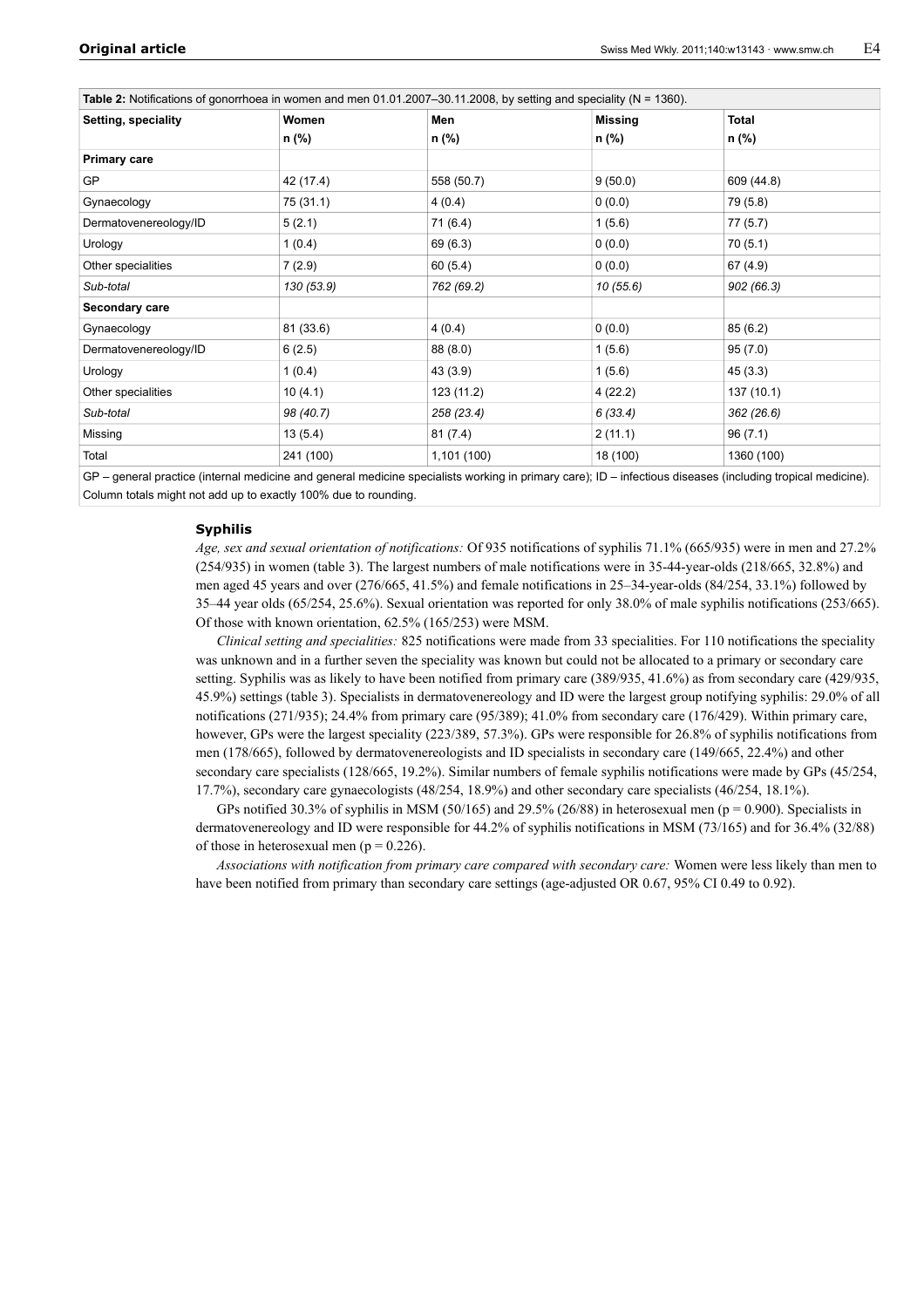**Table 2:** Notifications of gonorrhoea in women and men 01.01.2007–30.11.2008, by setting and speciality (N = 1360).

| Setting, speciality | Women n (%) | Men n (%) | Missing n (%) | Total n (%) |
|---|---|---|---|---|
| **Primary care** | | | | |
| GP | 42 (17.4) | 558 (50.7) | 9 (50.0) | 609 (44.8) |
| Gynaecology | 75 (31.1) | 4 (0.4) | 0 (0.0) | 79 (5.8) |
| Dermatovenereology/ID | 5 (2.1) | 71 (6.4) | 1 (5.6) | 77 (5.7) |
| Urology | 1 (0.4) | 69 (6.3) | 0 (0.0) | 70 (5.1) |
| Other specialities | 7 (2.9) | 60 (5.4) | 0 (0.0) | 67 (4.9) |
| *Sub-total* | *130 (53.9)* | *762 (69.2)* | *10 (55.6)* | *902 (66.3)* |
| **Secondary care** | | | | |
| Gynaecology | 81 (33.6) | 4 (0.4) | 0 (0.0) | 85 (6.2) |
| Dermatovenereology/ID | 6 (2.5) | 88 (8.0) | 1 (5.6) | 95 (7.0) |
| Urology | 1 (0.4) | 43 (3.9) | 1 (5.6) | 45 (3.3) |
| Other specialities | 10 (4.1) | 123 (11.2) | 4 (22.2) | 137 (10.1) |
| *Sub-total* | *98 (40.7)* | *258 (23.4)* | *6 (33.4)* | *362 (26.6)* |
| Missing | 13 (5.4) | 81 (7.4) | 2 (11.1) | 96 (7.1) |
| Total | 241 (100) | 1,101 (100) | 18 (100) | 1360 (100) |

GP – general practice (internal medicine and general medicine specialists working in primary care); ID – infectious diseases (including tropical medicine). Column totals might not add up to exactly 100% due to rounding.

### Syphilis

*Age, sex and sexual orientation of notifications:* Of 935 notifications of syphilis 71.1% (665/935) were in men and 27.2% (254/935) in women (table 3). The largest numbers of male notifications were in 35-44-year-olds (218/665, 32.8%) and men aged 45 years and over (276/665, 41.5%) and female notifications in 25–34-year-olds (84/254, 33.1%) followed by 35–44 year olds (65/254, 25.6%). Sexual orientation was reported for only 38.0% of male syphilis notifications (253/665). Of those with known orientation, 62.5% (165/253) were MSM.

*Clinical setting and specialities:* 825 notifications were made from 33 specialities. For 110 notifications the speciality was unknown and in a further seven the speciality was known but could not be allocated to a primary or secondary care setting. Syphilis was as likely to have been notified from primary care (389/935, 41.6%) as from secondary care (429/935, 45.9%) settings (table 3). Specialists in dermatovenereology and ID were the largest group notifying syphilis: 29.0% of all notifications (271/935); 24.4% from primary care (95/389); 41.0% from secondary care (176/429). Within primary care, however, GPs were the largest speciality (223/389, 57.3%). GPs were responsible for 26.8% of syphilis notifications from men (178/665), followed by dermatovenereologists and ID specialists in secondary care (149/665, 22.4%) and other secondary care specialists (128/665, 19.2%). Similar numbers of female syphilis notifications were made by GPs (45/254, 17.7%), secondary care gynaecologists (48/254, 18.9%) and other secondary care specialists (46/254, 18.1%).

GPs notified 30.3% of syphilis in MSM (50/165) and 29.5% (26/88) in heterosexual men ($p = 0.900$). Specialists in dermatovenereology and ID were responsible for 44.2% of syphilis notifications in MSM (73/165) and for 36.4% (32/88) of those in heterosexual men ($p = 0.226$).

*Associations with notification from primary care compared with secondary care:* Women were less likely than men to have been notified from primary than secondary care settings (age-adjusted OR 0.67, 95% CI 0.49 to 0.92).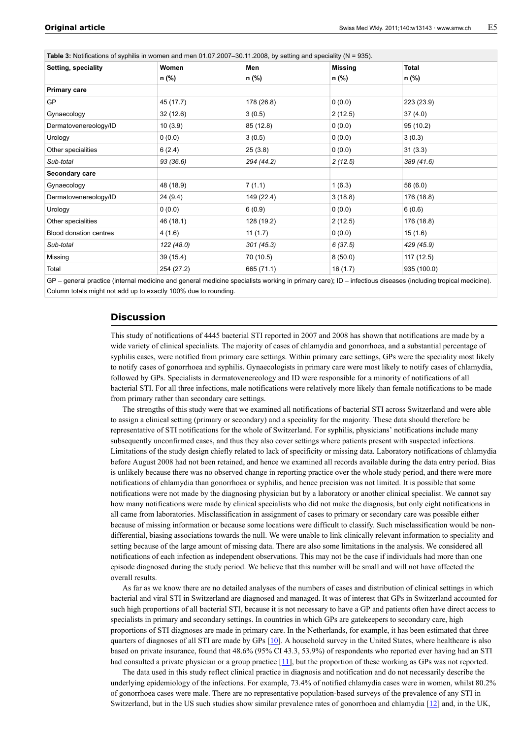**Table 3:** Notifications of syphilis in women and men 01.07.2007–30.11.2008, by setting and speciality (N = 935).

| Setting, speciality | Women n (%) | Men n (%) | Missing n (%) | Total n (%) |
|---|---|---|---|---|
| **Primary care** | | | | |
| GP | 45 (17.7) | 178 (26.8) | 0 (0.0) | 223 (23.9) |
| Gynaecology | 32 (12.6) | 3 (0.5) | 2 (12.5) | 37 (4.0) |
| Dermatovenereology/ID | 10 (3.9) | 85 (12.8) | 0 (0.0) | 95 (10.2) |
| Urology | 0 (0.0) | 3 (0.5) | 0 (0.0) | 3 (0.3) |
| Other specialities | 6 (2.4) | 25 (3.8) | 0 (0.0) | 31 (3.3) |
| *Sub-total* | *93 (36.6)* | *294 (44.2)* | *2 (12.5)* | *389 (41.6)* |
| **Secondary care** | | | | |
| Gynaecology | 48 (18.9) | 7 (1.1) | 1 (6.3) | 56 (6.0) |
| Dermatovenereology/ID | 24 (9.4) | 149 (22.4) | 3 (18.8) | 176 (18.8) |
| Urology | 0 (0.0) | 6 (0.9) | 0 (0.0) | 6 (0.6) |
| Other specialities | 46 (18.1) | 128 (19.2) | 2 (12.5) | 176 (18.8) |
| Blood donation centres | 4 (1.6) | 11 (1.7) | 0 (0.0) | 15 (1.6) |
| *Sub-total* | *122 (48.0)* | *301 (45.3)* | *6 (37.5)* | *429 (45.9)* |
| Missing | 39 (15.4) | 70 (10.5) | 8 (50.0) | 117 (12.5) |
| Total | 254 (27.2) | 665 (71.1) | 16 (1.7) | 935 (100.0) |

GP – general practice (internal medicine and general medicine specialists working in primary care); ID – infectious diseases (including tropical medicine). Column totals might not add up to exactly 100% due to rounding.

## Discussion

This study of notifications of 4445 bacterial STI reported in 2007 and 2008 has shown that notifications are made by a wide variety of clinical specialists. The majority of cases of chlamydia and gonorrhoea, and a substantial percentage of syphilis cases, were notified from primary care settings. Within primary care settings, GPs were the speciality most likely to notify cases of gonorrhoea and syphilis. Gynaecologists in primary care were most likely to notify cases of chlamydia, followed by GPs. Specialists in dermatovenereology and ID were responsible for a minority of notifications of all bacterial STI. For all three infections, male notifications were relatively more likely than female notifications to be made from primary rather than secondary care settings.

The strengths of this study were that we examined all notifications of bacterial STI across Switzerland and were able to assign a clinical setting (primary or secondary) and a speciality for the majority. These data should therefore be representative of STI notifications for the whole of Switzerland. For syphilis, physicians' notifications include many subsequently unconfirmed cases, and thus they also cover settings where patients present with suspected infections. Limitations of the study design chiefly related to lack of specificity or missing data. Laboratory notifications of chlamydia before August 2008 had not been retained, and hence we examined all records available during the data entry period. Bias is unlikely because there was no observed change in reporting practice over the whole study period, and there were more notifications of chlamydia than gonorrhoea or syphilis, and hence precision was not limited. It is possible that some notifications were not made by the diagnosing physician but by a laboratory or another clinical specialist. We cannot say how many notifications were made by clinical specialists who did not make the diagnosis, but only eight notifications in all came from laboratories. Misclassification in assignment of cases to primary or secondary care was possible either because of missing information or because some locations were difficult to classify. Such misclassification would be non-differential, biasing associations towards the null. We were unable to link clinically relevant information to speciality and setting because of the large amount of missing data. There are also some limitations in the analysis. We considered all notifications of each infection as independent observations. This may not be the case if individuals had more than one episode diagnosed during the study period. We believe that this number will be small and will not have affected the overall results.

As far as we know there are no detailed analyses of the numbers of cases and distribution of clinical settings in which bacterial and viral STI in Switzerland are diagnosed and managed. It was of interest that GPs in Switzerland accounted for such high proportions of all bacterial STI, because it is not necessary to have a GP and patients often have direct access to specialists in primary and secondary settings. In countries in which GPs are gatekeepers to secondary care, high proportions of STI diagnoses are made in primary care. In the Netherlands, for example, it has been estimated that three quarters of diagnoses of all STI are made by GPs [10]. A household survey in the United States, where healthcare is also based on private insurance, found that 48.6% (95% CI 43.3, 53.9%) of respondents who reported ever having had an STI had consulted a private physician or a group practice [11], but the proportion of these working as GPs was not reported.

The data used in this study reflect clinical practice in diagnosis and notification and do not necessarily describe the underlying epidemiology of the infections. For example, 73.4% of notified chlamydia cases were in women, whilst 80.2% of gonorrhoea cases were male. There are no representative population-based surveys of the prevalence of any STI in Switzerland, but in the US such studies show similar prevalence rates of gonorrhoea and chlamydia [12] and, in the UK,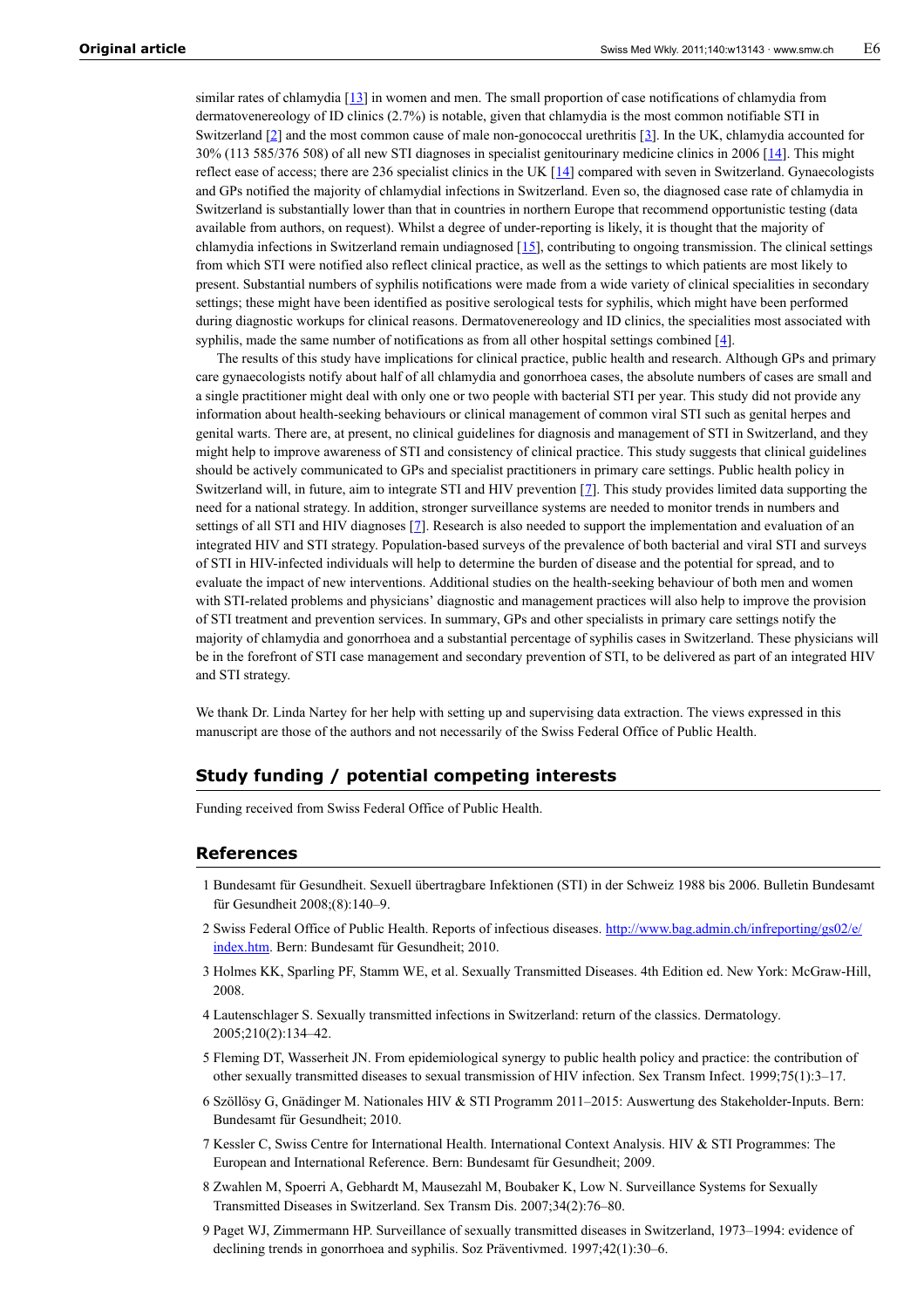similar rates of chlamydia [13] in women and men. The small proportion of case notifications of chlamydia from dermatovenereology of ID clinics (2.7%) is notable, given that chlamydia is the most common notifiable STI in Switzerland [2] and the most common cause of male non-gonococcal urethritis [3]. In the UK, chlamydia accounted for 30% (113 585/376 508) of all new STI diagnoses in specialist genitourinary medicine clinics in 2006 [14]. This might reflect ease of access; there are 236 specialist clinics in the UK [14] compared with seven in Switzerland. Gynaecologists and GPs notified the majority of chlamydial infections in Switzerland. Even so, the diagnosed case rate of chlamydia in Switzerland is substantially lower than that in countries in northern Europe that recommend opportunistic testing (data available from authors, on request). Whilst a degree of under-reporting is likely, it is thought that the majority of chlamydia infections in Switzerland remain undiagnosed [15], contributing to ongoing transmission. The clinical settings from which STI were notified also reflect clinical practice, as well as the settings to which patients are most likely to present. Substantial numbers of syphilis notifications were made from a wide variety of clinical specialities in secondary settings; these might have been identified as positive serological tests for syphilis, which might have been performed during diagnostic workups for clinical reasons. Dermatovenereology and ID clinics, the specialities most associated with syphilis, made the same number of notifications as from all other hospital settings combined [4].

The results of this study have implications for clinical practice, public health and research. Although GPs and primary care gynaecologists notify about half of all chlamydia and gonorrhoea cases, the absolute numbers of cases are small and a single practitioner might deal with only one or two people with bacterial STI per year. This study did not provide any information about health-seeking behaviours or clinical management of common viral STI such as genital herpes and genital warts. There are, at present, no clinical guidelines for diagnosis and management of STI in Switzerland, and they might help to improve awareness of STI and consistency of clinical practice. This study suggests that clinical guidelines should be actively communicated to GPs and specialist practitioners in primary care settings. Public health policy in Switzerland will, in future, aim to integrate STI and HIV prevention [7]. This study provides limited data supporting the need for a national strategy. In addition, stronger surveillance systems are needed to monitor trends in numbers and settings of all STI and HIV diagnoses [7]. Research is also needed to support the implementation and evaluation of an integrated HIV and STI strategy. Population-based surveys of the prevalence of both bacterial and viral STI and surveys of STI in HIV-infected individuals will help to determine the burden of disease and the potential for spread, and to evaluate the impact of new interventions. Additional studies on the health-seeking behaviour of both men and women with STI-related problems and physicians' diagnostic and management practices will also help to improve the provision of STI treatment and prevention services. In summary, GPs and other specialists in primary care settings notify the majority of chlamydia and gonorrhoea and a substantial percentage of syphilis cases in Switzerland. These physicians will be in the forefront of STI case management and secondary prevention of STI, to be delivered as part of an integrated HIV and STI strategy.

We thank Dr. Linda Nartey for her help with setting up and supervising data extraction. The views expressed in this manuscript are those of the authors and not necessarily of the Swiss Federal Office of Public Health.

## Study funding / potential competing interests

Funding received from Swiss Federal Office of Public Health.

## References

1 Bundesamt für Gesundheit. Sexuell übertragbare Infektionen (STI) in der Schweiz 1988 bis 2006. Bulletin Bundesamt für Gesundheit 2008;(8):140–9.

2 Swiss Federal Office of Public Health. Reports of infectious diseases. http://www.bag.admin.ch/infreporting/gs02/e/index.htm. Bern: Bundesamt für Gesundheit; 2010.

3 Holmes KK, Sparling PF, Stamm WE, et al. Sexually Transmitted Diseases. 4th Edition ed. New York: McGraw-Hill, 2008.

4 Lautenschlager S. Sexually transmitted infections in Switzerland: return of the classics. Dermatology. 2005;210(2):134–42.

5 Fleming DT, Wasserheit JN. From epidemiological synergy to public health policy and practice: the contribution of other sexually transmitted diseases to sexual transmission of HIV infection. Sex Transm Infect. 1999;75(1):3–17.

6 Szöllösy G, Gnädinger M. Nationales HIV & STI Programm 2011–2015: Auswertung des Stakeholder-Inputs. Bern: Bundesamt für Gesundheit; 2010.

7 Kessler C, Swiss Centre for International Health. International Context Analysis. HIV & STI Programmes: The European and International Reference. Bern: Bundesamt für Gesundheit; 2009.

8 Zwahlen M, Spoerri A, Gebhardt M, Mausezahl M, Boubaker K, Low N. Surveillance Systems for Sexually Transmitted Diseases in Switzerland. Sex Transm Dis. 2007;34(2):76–80.

9 Paget WJ, Zimmermann HP. Surveillance of sexually transmitted diseases in Switzerland, 1973–1994: evidence of declining trends in gonorrhoea and syphilis. Soz Präventivmed. 1997;42(1):30–6.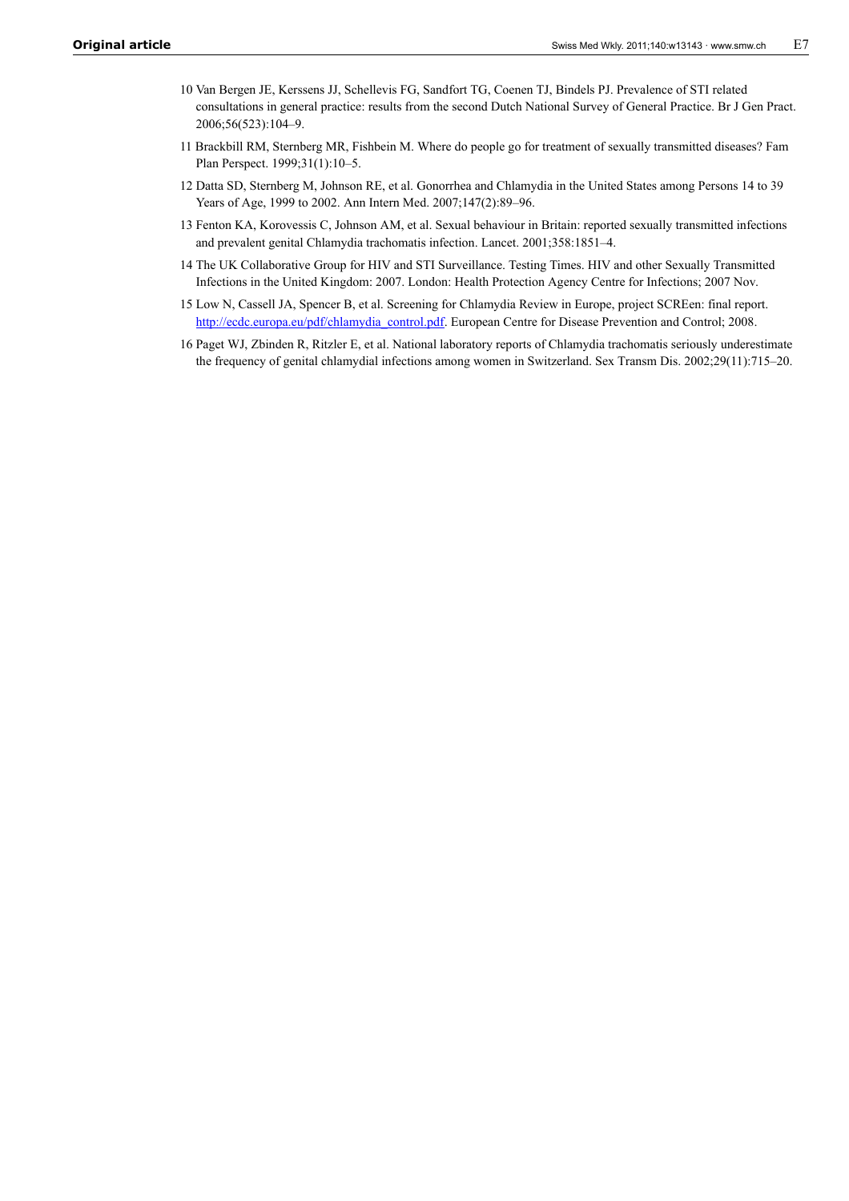10 Van Bergen JE, Kerssens JJ, Schellevis FG, Sandfort TG, Coenen TJ, Bindels PJ. Prevalence of STI related consultations in general practice: results from the second Dutch National Survey of General Practice. Br J Gen Pract. 2006;56(523):104–9.

11 Brackbill RM, Sternberg MR, Fishbein M. Where do people go for treatment of sexually transmitted diseases? Fam Plan Perspect. 1999;31(1):10–5.

12 Datta SD, Sternberg M, Johnson RE, et al. Gonorrhea and Chlamydia in the United States among Persons 14 to 39 Years of Age, 1999 to 2002. Ann Intern Med. 2007;147(2):89–96.

13 Fenton KA, Korovessis C, Johnson AM, et al. Sexual behaviour in Britain: reported sexually transmitted infections and prevalent genital Chlamydia trachomatis infection. Lancet. 2001;358:1851–4.

14 The UK Collaborative Group for HIV and STI Surveillance. Testing Times. HIV and other Sexually Transmitted Infections in the United Kingdom: 2007. London: Health Protection Agency Centre for Infections; 2007 Nov.

15 Low N, Cassell JA, Spencer B, et al. Screening for Chlamydia Review in Europe, project SCREen: final report. http://ecdc.europa.eu/pdf/chlamydia_control.pdf. European Centre for Disease Prevention and Control; 2008.

16 Paget WJ, Zbinden R, Ritzler E, et al. National laboratory reports of Chlamydia trachomatis seriously underestimate the frequency of genital chlamydial infections among women in Switzerland. Sex Transm Dis. 2002;29(11):715–20.